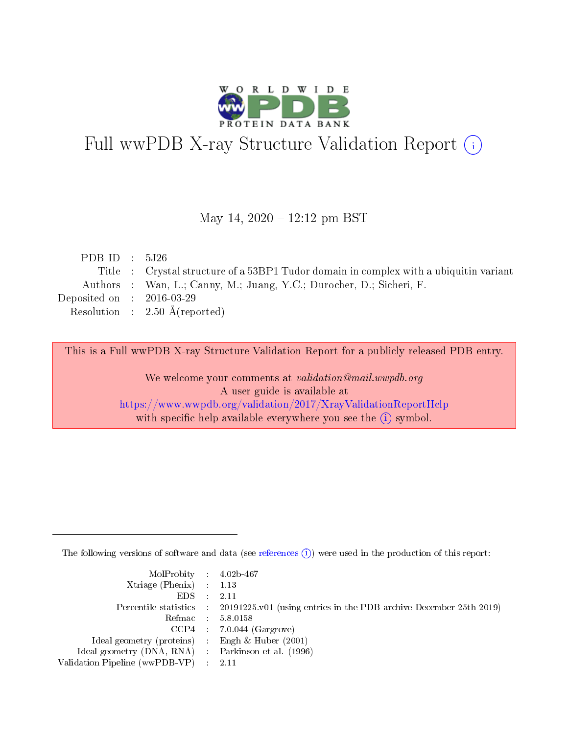# Full wwPDB X-ray Structure Validation Report (i)

May 14, 2020 – 12:12 pm BST

| | | |
|---|---|---|
| PDB ID | : | 5J26 |
| Title | : | Crystal structure of a 53BP1 Tudor domain in complex with a ubiquitin variant |
| Authors | : | Wan, L.; Canny, M.; Juang, Y.C.; Durocher, D.; Sicheri, F. |
| Deposited on | : | 2016-03-29 |
| Resolution | : | 2.50 Å(reported) |

This is a Full wwPDB X-ray Structure Validation Report for a publicly released PDB entry.

We welcome your comments at *validation@mail.wwpdb.org*
A user guide is available at
https://www.wwpdb.org/validation/2017/XrayValidationReportHelp
with specific help available everywhere you see the (i) symbol.

---

The following versions of software and data (see references (i)) were used in the production of this report:

| | | |
|---|---|---|
| MolProbity | : | 4.02b-467 |
| Xtriage (Phenix) | : | 1.13 |
| EDS | : | 2.11 |
| Percentile statistics | : | 20191225.v01 (using entries in the PDB archive December 25th 2019) |
| Refmac | : | 5.8.0158 |
| CCP4 | : | 7.0.044 (Gargrove) |
| Ideal geometry (proteins) | : | Engh & Huber (2001) |
| Ideal geometry (DNA, RNA) | : | Parkinson et al. (1996) |
| Validation Pipeline (wwPDB-VP) | : | 2.11 |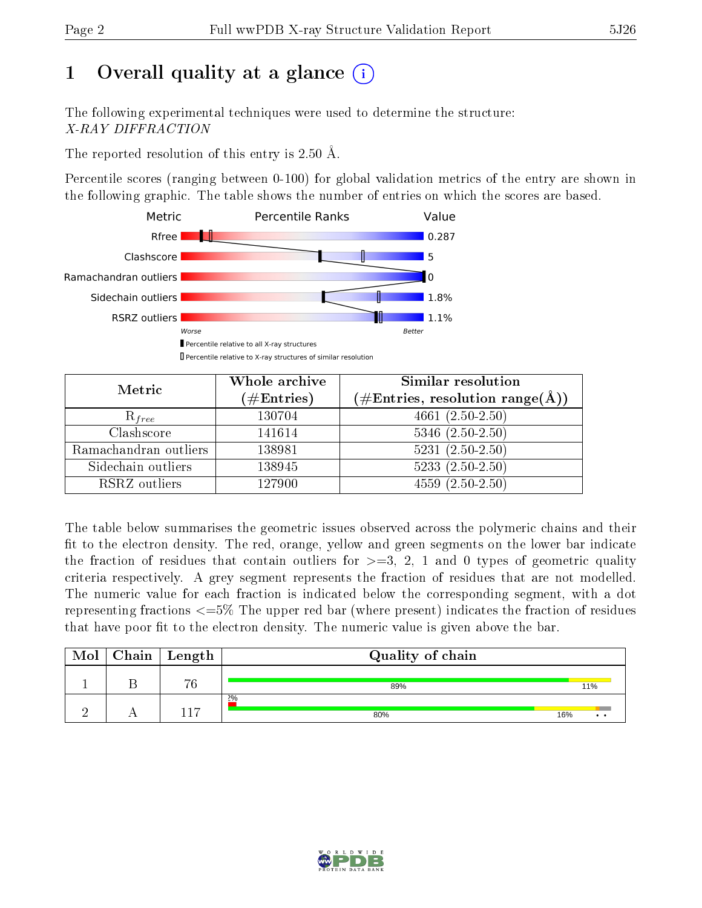# 1 Overall quality at a glance

The following experimental techniques were used to determine the structure:
*X-RAY DIFFRACTION*

The reported resolution of this entry is 2.50 Å.

Percentile scores (ranging between 0-100) for global validation metrics of the entry are shown in the following graphic. The table shows the number of entries on which the scores are based.

| Metric | Value |
|---|---|
| Rfree | 0.287 |
| Clashscore | 5 |
| Ramachandran outliers | 0 |
| Sidechain outliers | 1.8% |
| RSRZ outliers | 1.1% |

Worse — Better

Percentile relative to all X-ray structures

Percentile relative to X-ray structures of similar resolution

| Metric | Whole archive (#Entries) | Similar resolution (#Entries, resolution range(Å)) |
|---|---|---|
| $R_{free}$ | 130704 | 4661 (2.50-2.50) |
| Clashscore | 141614 | 5346 (2.50-2.50) |
| Ramachandran outliers | 138981 | 5231 (2.50-2.50) |
| Sidechain outliers | 138945 | 5233 (2.50-2.50) |
| RSRZ outliers | 127900 | 4559 (2.50-2.50) |

The table below summarises the geometric issues observed across the polymeric chains and their fit to the electron density. The red, orange, yellow and green segments on the lower bar indicate the fraction of residues that contain outliers for >=3, 2, 1 and 0 types of geometric quality criteria respectively. A grey segment represents the fraction of residues that are not modelled. The numeric value for each fraction is indicated below the corresponding segment, with a dot representing fractions <=5% The upper red bar (where present) indicates the fraction of residues that have poor fit to the electron density. The numeric value is given above the bar.

| Mol | Chain | Length | Quality of chain |
|---|---|---|---|
| 1 | B | 76 | 89% , 11% |
| 2 | A | 117 | 2% (poor fit); 80% , 16% , • • |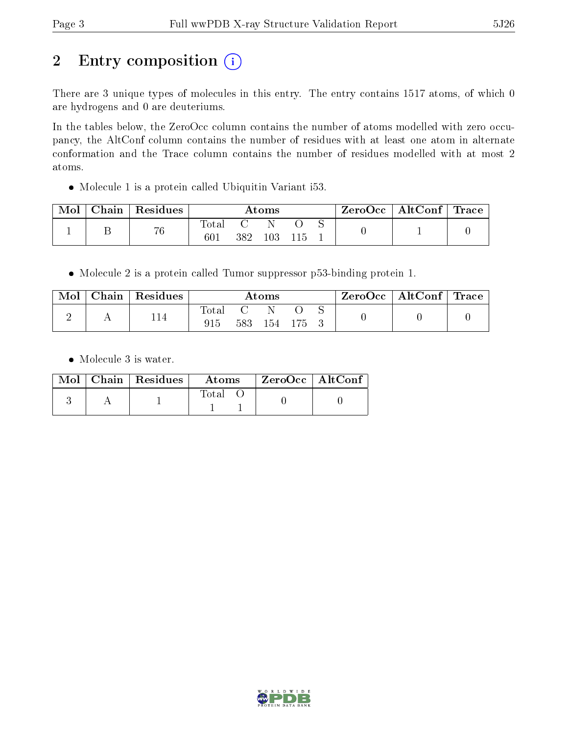# 2 Entry composition (i)

There are 3 unique types of molecules in this entry. The entry contains 1517 atoms, of which 0 are hydrogens and 0 are deuteriums.

In the tables below, the ZeroOcc column contains the number of atoms modelled with zero occupancy, the AltConf column contains the number of residues with at least one atom in alternate conformation and the Trace column contains the number of residues modelled with at most 2 atoms.

- Molecule 1 is a protein called Ubiquitin Variant i53.

| Mol | Chain | Residues | Atoms | | | | | ZeroOcc | AltConf | Trace |
|---|---|---|---|---|---|---|---|---|---|---|
| 1 | B | 76 | Total<br>601 | C<br>382 | N<br>103 | O<br>115 | S<br>1 | 0 | 1 | 0 |

- Molecule 2 is a protein called Tumor suppressor p53-binding protein 1.

| Mol | Chain | Residues | Atoms | | | | | ZeroOcc | AltConf | Trace |
|---|---|---|---|---|---|---|---|---|---|---|
| 2 | A | 114 | Total<br>915 | C<br>583 | N<br>154 | O<br>175 | S<br>3 | 0 | 0 | 0 |

- Molecule 3 is water.

| Mol | Chain | Residues | Atoms | | ZeroOcc | AltConf |
|---|---|---|---|---|---|---|
| 3 | A | 1 | Total<br>1 | O<br>1 | 0 | 0 |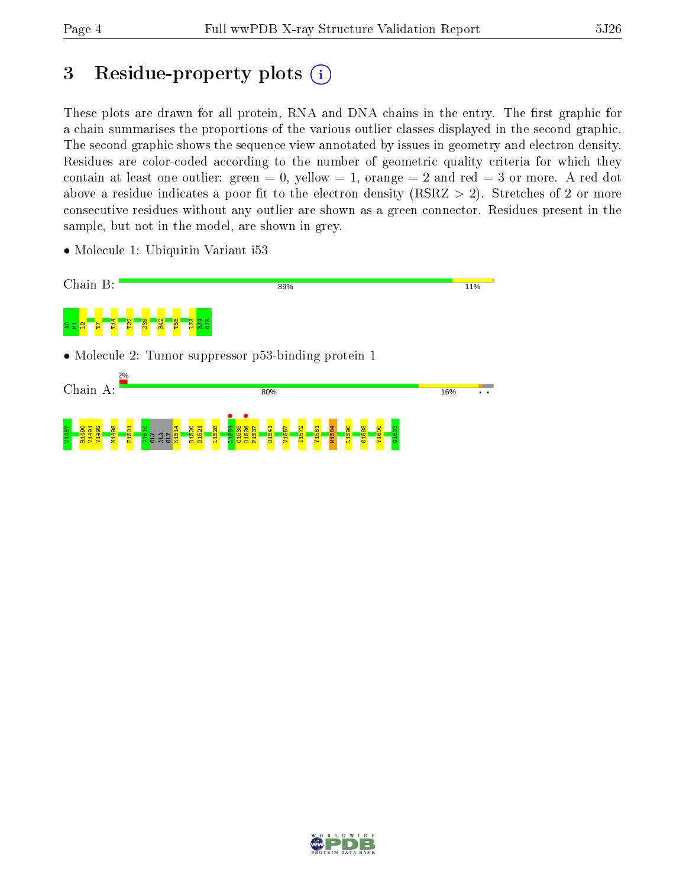# 3 Residue-property plots

These plots are drawn for all protein, RNA and DNA chains in the entry. The first graphic for a chain summarises the proportions of the various outlier classes displayed in the second graphic. The second graphic shows the sequence view annotated by issues in geometry and electron density. Residues are color-coded according to the number of geometric quality criteria for which they contain at least one outlier: green = 0, yellow = 1, orange = 2 and red = 3 or more. A red dot above a residue indicates a poor fit to the electron density (RSRZ > 2). Stretches of 2 or more consecutive residues without any outlier are shown as a green connector. Residues present in the sample, but not in the model, are shown in grey.

- Molecule 1: Ubiquitin Variant i53

Chain B: 89% 11%

A0 M1 L2 T7 T14 T22 D39 R42 T55 L73 R74 G75

- Molecule 2: Tumor suppressor p53-binding protein 1

Chain A: 2% 80% 16% • •

V1487 R1490 V1491 V1492 N1498 F1501 V1510 GLY ALA GLY K1514 D1520 D1521 L1528 L1534 C1535 D1536 P1537 D1541 V1557 I1572 Y1581 M1584 L1590 G1593 Y1600 G1603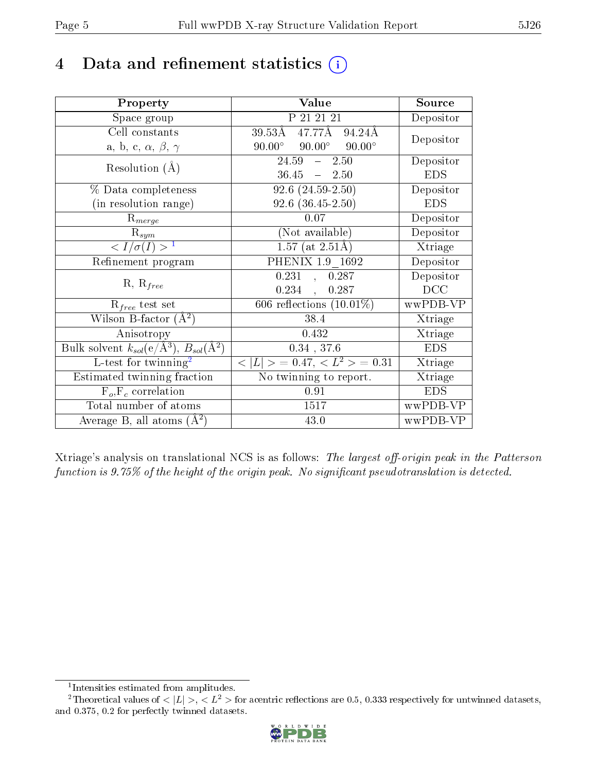# 4 Data and refinement statistics (i)

| Property | Value | Source |
|---|---|---|
| Space group | P 21 21 21 | Depositor |
| Cell constants<br>a, b, c, $\alpha$, $\beta$, $\gamma$ | 39.53Å 47.77Å 94.24Å<br>90.00° 90.00° 90.00° | Depositor |
| Resolution (Å) | 24.59 – 2.50<br>36.45 – 2.50 | Depositor<br>EDS |
| % Data completeness<br>(in resolution range) | 92.6 (24.59-2.50)<br>92.6 (36.45-2.50) | Depositor<br>EDS |
| $R_{merge}$ | 0.07 | Depositor |
| $R_{sym}$ | (Not available) | Depositor |
| $< I/\sigma(I) >$ [1] | 1.57 (at 2.51Å) | Xtriage |
| Refinement program | PHENIX 1.9_1692 | Depositor |
| R, $R_{free}$ | 0.231 , 0.287<br>0.234 , 0.287 | Depositor<br>DCC |
| $R_{free}$ test set | 606 reflections (10.01%) | wwPDB-VP |
| Wilson B-factor (Å$^2$) | 38.4 | Xtriage |
| Anisotropy | 0.432 | Xtriage |
| Bulk solvent $k_{sol}$(e/Å$^3$), $B_{sol}$(Å$^2$) | 0.34 , 37.6 | EDS |
| L-test for twinning[2] | $< \|L\| > = 0.47$, $< L^2 > = 0.31$ | Xtriage |
| Estimated twinning fraction | No twinning to report. | Xtriage |
| $F_o$,$F_c$ correlation | 0.91 | EDS |
| Total number of atoms | 1517 | wwPDB-VP |
| Average B, all atoms (Å$^2$) | 43.0 | wwPDB-VP |

Xtriage's analysis on translational NCS is as follows: *The largest off-origin peak in the Patterson function is 9.75% of the height of the origin peak. No significant pseudotranslation is detected.*

[1] Intensities estimated from amplitudes.

[2] Theoretical values of $< |L| >$, $< L^2 >$ for acentric reflections are 0.5, 0.333 respectively for untwinned datasets, and 0.375, 0.2 for perfectly twinned datasets.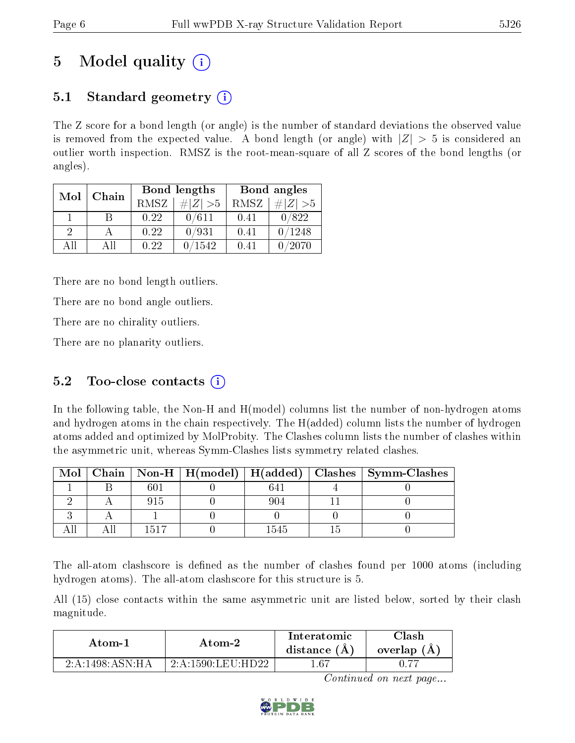# 5 Model quality (i)

## 5.1 Standard geometry (i)

The Z score for a bond length (or angle) is the number of standard deviations the observed value is removed from the expected value. A bond length (or angle) with $|Z| > 5$ is considered an outlier worth inspection. RMSZ is the root-mean-square of all Z scores of the bond lengths (or angles).

| Mol | Chain | Bond lengths | | Bond angles | |
|---|---|---|---|---|---|
| | | RMSZ | $\#\|Z\| > 5$ | RMSZ | $\#\|Z\| > 5$ |
| 1 | B | 0.22 | 0/611 | 0.41 | 0/822 |
| 2 | A | 0.22 | 0/931 | 0.41 | 0/1248 |
| All | All | 0.22 | 0/1542 | 0.41 | 0/2070 |

There are no bond length outliers.

There are no bond angle outliers.

There are no chirality outliers.

There are no planarity outliers.

## 5.2 Too-close contacts (i)

In the following table, the Non-H and H(model) columns list the number of non-hydrogen atoms and hydrogen atoms in the chain respectively. The H(added) column lists the number of hydrogen atoms added and optimized by MolProbity. The Clashes column lists the number of clashes within the asymmetric unit, whereas Symm-Clashes lists symmetry related clashes.

| Mol | Chain | Non-H | H(model) | H(added) | Clashes | Symm-Clashes |
|---|---|---|---|---|---|---|
| 1 | B | 601 | 0 | 641 | 4 | 0 |
| 2 | A | 915 | 0 | 904 | 11 | 0 |
| 3 | A | 1 | 0 | 0 | 0 | 0 |
| All | All | 1517 | 0 | 1545 | 15 | 0 |

The all-atom clashscore is defined as the number of clashes found per 1000 atoms (including hydrogen atoms). The all-atom clashscore for this structure is 5.

All (15) close contacts within the same asymmetric unit are listed below, sorted by their clash magnitude.

| Atom-1 | Atom-2 | Interatomic distance (Å) | Clash overlap (Å) |
|---|---|---|---|
| 2:A:1498:ASN:HA | 2:A:1590:LEU:HD22 | 1.67 | 0.77 |

*Continued on next page...*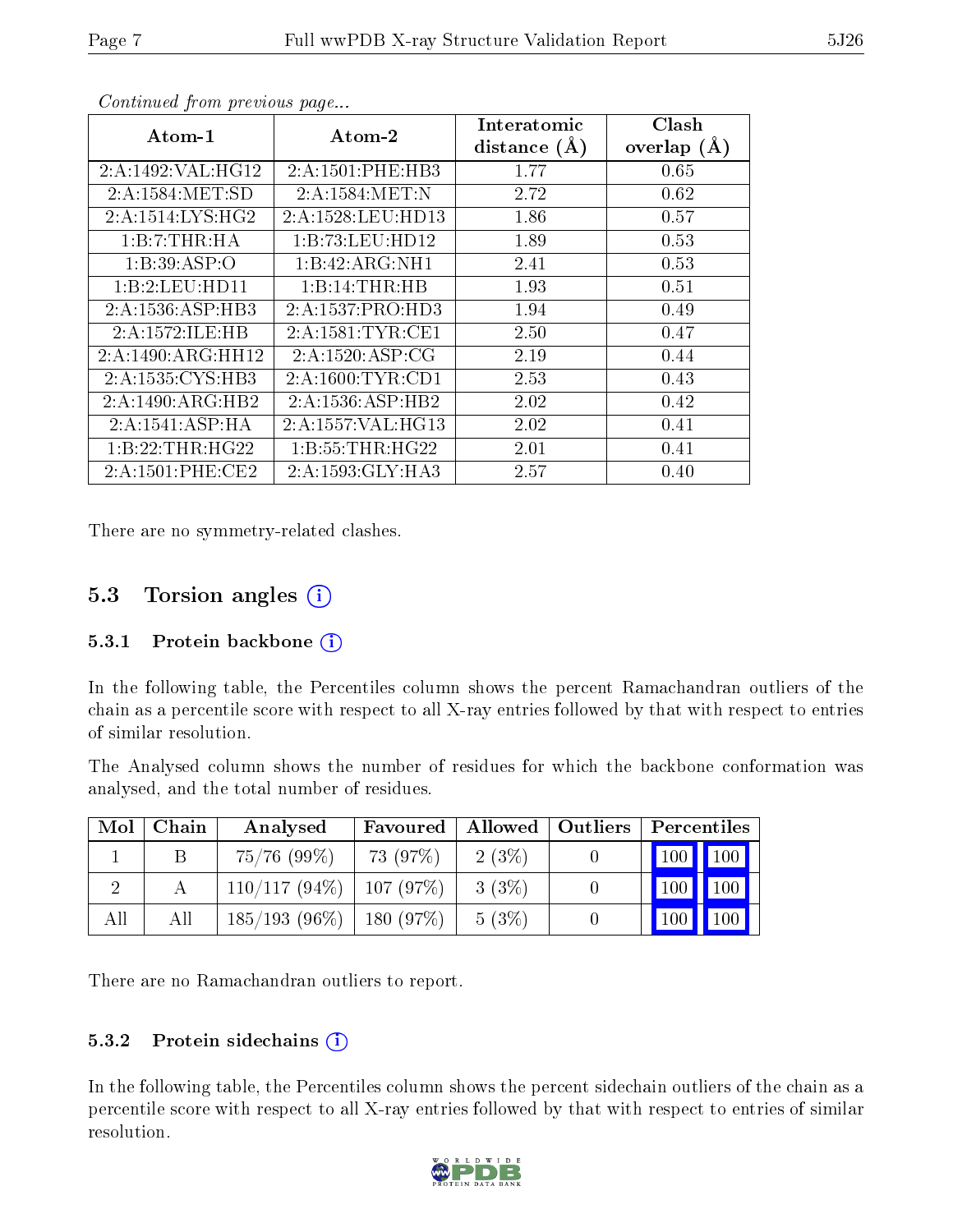*Continued from previous page...*

| Atom-1 | Atom-2 | Interatomic distance (Å) | Clash overlap (Å) |
|---|---|---|---|
| 2:A:1492:VAL:HG12 | 2:A:1501:PHE:HB3 | 1.77 | 0.65 |
| 2:A:1584:MET:SD | 2:A:1584:MET:N | 2.72 | 0.62 |
| 2:A:1514:LYS:HG2 | 2:A:1528:LEU:HD13 | 1.86 | 0.57 |
| 1:B:7:THR:HA | 1:B:73:LEU:HD12 | 1.89 | 0.53 |
| 1:B:39:ASP:O | 1:B:42:ARG:NH1 | 2.41 | 0.53 |
| 1:B:2:LEU:HD11 | 1:B:14:THR:HB | 1.93 | 0.51 |
| 2:A:1536:ASP:HB3 | 2:A:1537:PRO:HD3 | 1.94 | 0.49 |
| 2:A:1572:ILE:HB | 2:A:1581:TYR:CE1 | 2.50 | 0.47 |
| 2:A:1490:ARG:HH12 | 2:A:1520:ASP:CG | 2.19 | 0.44 |
| 2:A:1535:CYS:HB3 | 2:A:1600:TYR:CD1 | 2.53 | 0.43 |
| 2:A:1490:ARG:HB2 | 2:A:1536:ASP:HB2 | 2.02 | 0.42 |
| 2:A:1541:ASP:HA | 2:A:1557:VAL:HG13 | 2.02 | 0.41 |
| 1:B:22:THR:HG22 | 1:B:55:THR:HG22 | 2.01 | 0.41 |
| 2:A:1501:PHE:CE2 | 2:A:1593:GLY:HA3 | 2.57 | 0.40 |

There are no symmetry-related clashes.

## 5.3 Torsion angles

### 5.3.1 Protein backbone

In the following table, the Percentiles column shows the percent Ramachandran outliers of the chain as a percentile score with respect to all X-ray entries followed by that with respect to entries of similar resolution.

The Analysed column shows the number of residues for which the backbone conformation was analysed, and the total number of residues.

| Mol | Chain | Analysed | Favoured | Allowed | Outliers | Percentiles | |
|---|---|---|---|---|---|---|---|
| 1 | B | 75/76 (99%) | 73 (97%) | 2 (3%) | 0 | 100 | 100 |
| 2 | A | 110/117 (94%) | 107 (97%) | 3 (3%) | 0 | 100 | 100 |
| All | All | 185/193 (96%) | 180 (97%) | 5 (3%) | 0 | 100 | 100 |

There are no Ramachandran outliers to report.

### 5.3.2 Protein sidechains

In the following table, the Percentiles column shows the percent sidechain outliers of the chain as a percentile score with respect to all X-ray entries followed by that with respect to entries of similar resolution.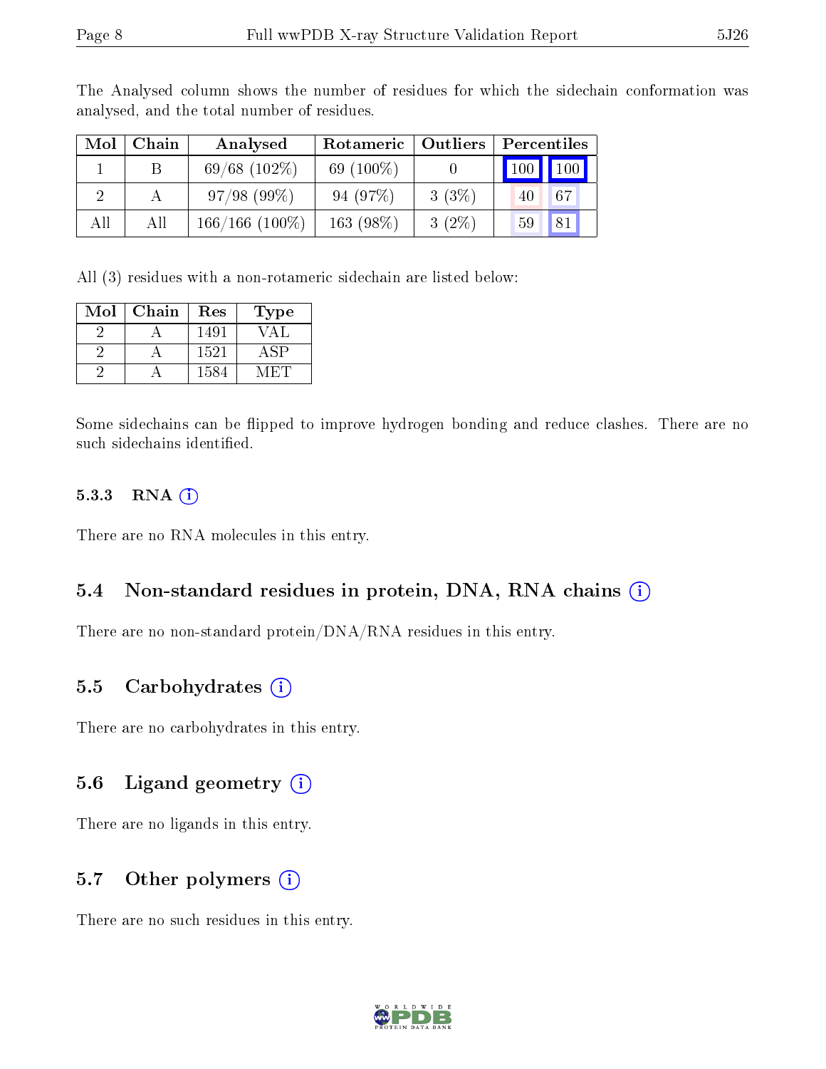The Analysed column shows the number of residues for which the sidechain conformation was analysed, and the total number of residues.

| Mol | Chain | Analysed | Rotameric | Outliers | Percentiles | |
|---|---|---|---|---|---|---|
| 1 | B | 69/68 (102%) | 69 (100%) | 0 | 100 | 100 |
| 2 | A | 97/98 (99%) | 94 (97%) | 3 (3%) | 40 | 67 |
| All | All | 166/166 (100%) | 163 (98%) | 3 (2%) | 59 | 81 |

All (3) residues with a non-rotameric sidechain are listed below:

| Mol | Chain | Res | Type |
|---|---|---|---|
| 2 | A | 1491 | VAL |
| 2 | A | 1521 | ASP |
| 2 | A | 1584 | MET |

Some sidechains can be flipped to improve hydrogen bonding and reduce clashes. There are no such sidechains identified.

### 5.3.3 RNA

There are no RNA molecules in this entry.

## 5.4 Non-standard residues in protein, DNA, RNA chains

There are no non-standard protein/DNA/RNA residues in this entry.

## 5.5 Carbohydrates

There are no carbohydrates in this entry.

## 5.6 Ligand geometry

There are no ligands in this entry.

## 5.7 Other polymers

There are no such residues in this entry.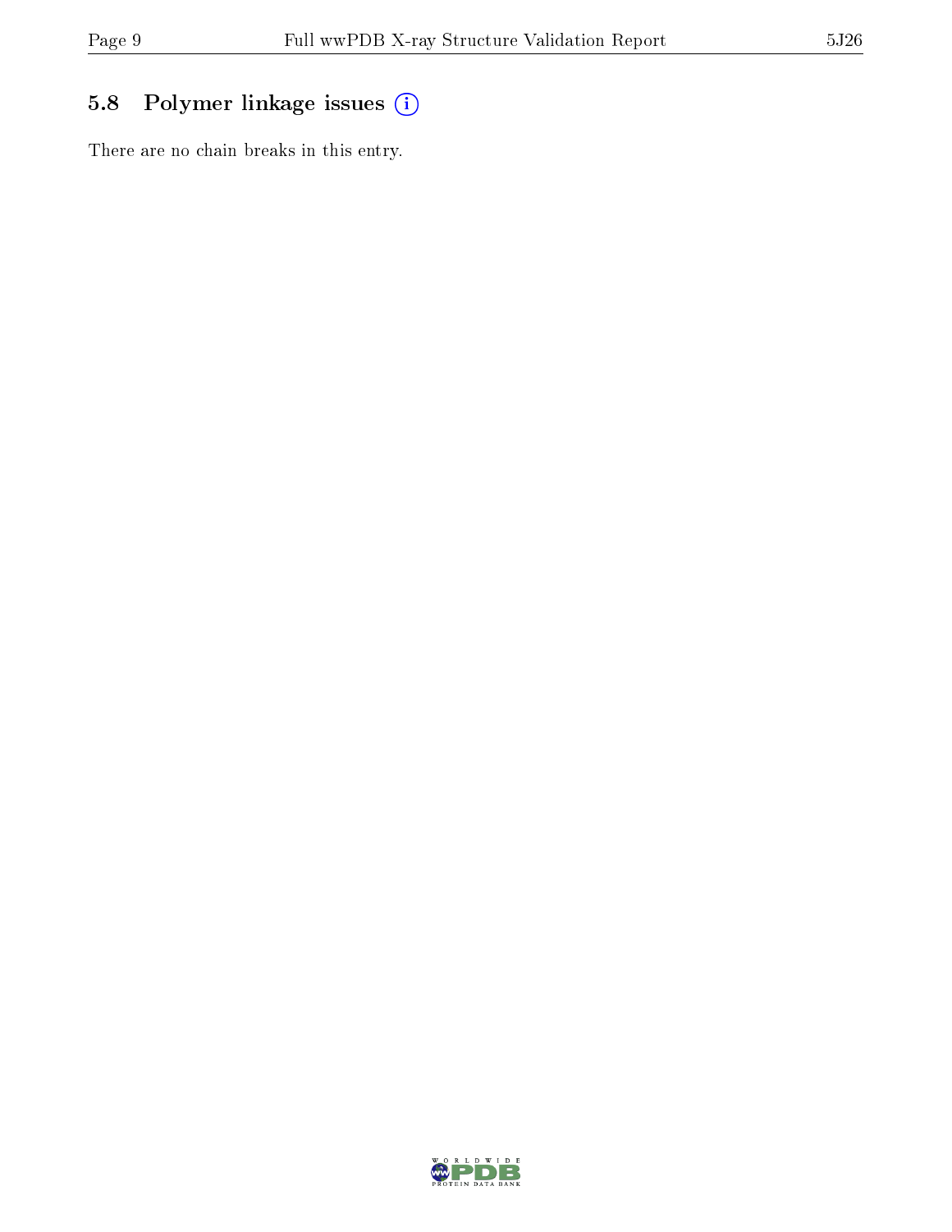## 5.8 Polymer linkage issues ⓘ

There are no chain breaks in this entry.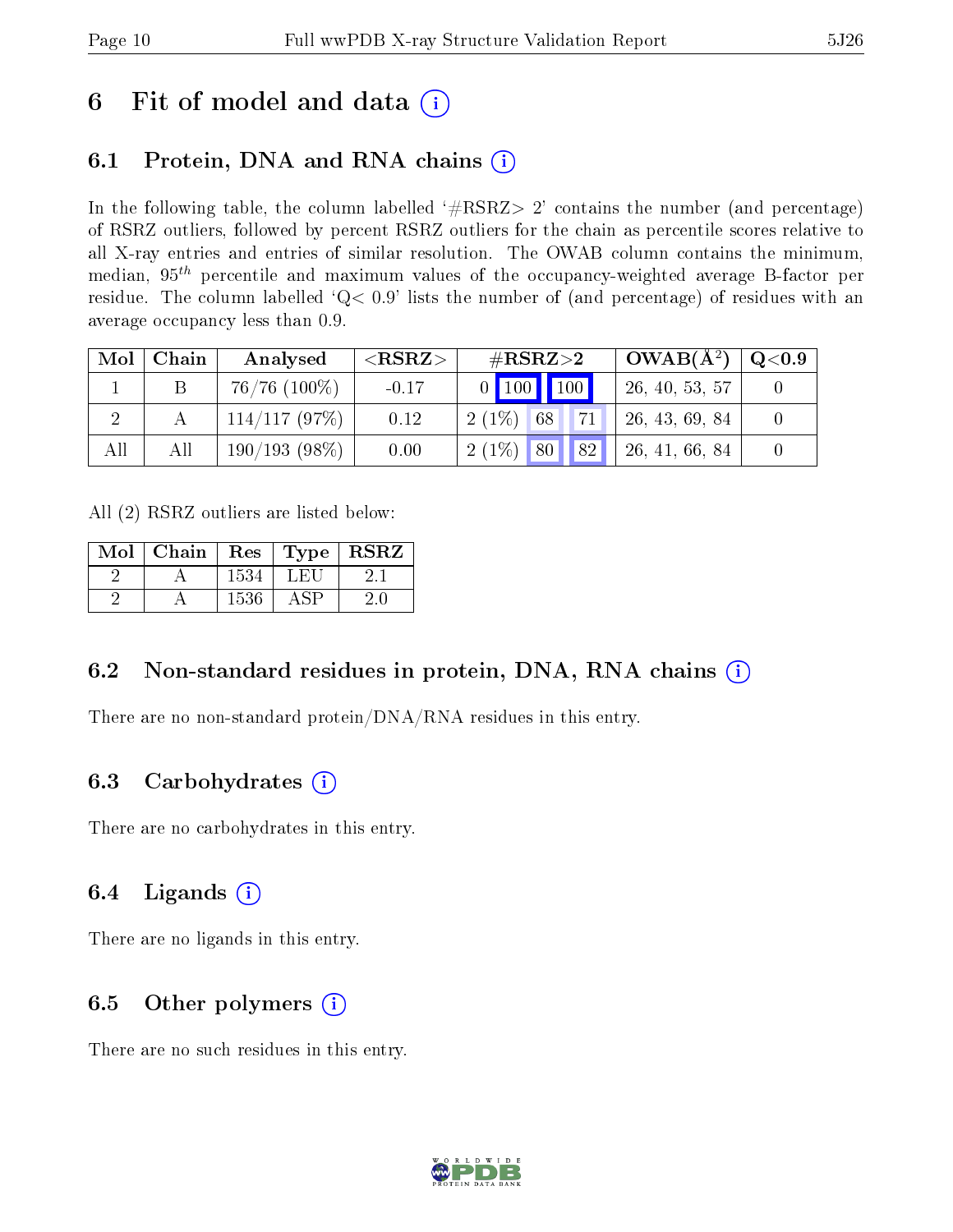# 6 Fit of model and data (i)

## 6.1 Protein, DNA and RNA chains (i)

In the following table, the column labelled '#RSRZ> 2' contains the number (and percentage) of RSRZ outliers, followed by percent RSRZ outliers for the chain as percentile scores relative to all X-ray entries and entries of similar resolution. The OWAB column contains the minimum, median, $95^{th}$ percentile and maximum values of the occupancy-weighted average B-factor per residue. The column labelled 'Q< 0.9' lists the number of (and percentage) of residues with an average occupancy less than 0.9.

| Mol | Chain | Analysed | <RSRZ> | #RSRZ>2 | | | OWAB(Å$^2$) | Q<0.9 |
|---|---|---|---|---|---|---|---|---|
| 1 | B | 76/76 (100%) | -0.17 | 0 | 100 | 100 | 26, 40, 53, 57 | 0 |
| 2 | A | 114/117 (97%) | 0.12 | 2 (1%) | 68 | 71 | 26, 43, 69, 84 | 0 |
| All | All | 190/193 (98%) | 0.00 | 2 (1%) | 80 | 82 | 26, 41, 66, 84 | 0 |

All (2) RSRZ outliers are listed below:

| Mol | Chain | Res | Type | RSRZ |
|---|---|---|---|---|
| 2 | A | 1534 | LEU | 2.1 |
| 2 | A | 1536 | ASP | 2.0 |

## 6.2 Non-standard residues in protein, DNA, RNA chains (i)

There are no non-standard protein/DNA/RNA residues in this entry.

## 6.3 Carbohydrates (i)

There are no carbohydrates in this entry.

## 6.4 Ligands (i)

There are no ligands in this entry.

## 6.5 Other polymers (i)

There are no such residues in this entry.